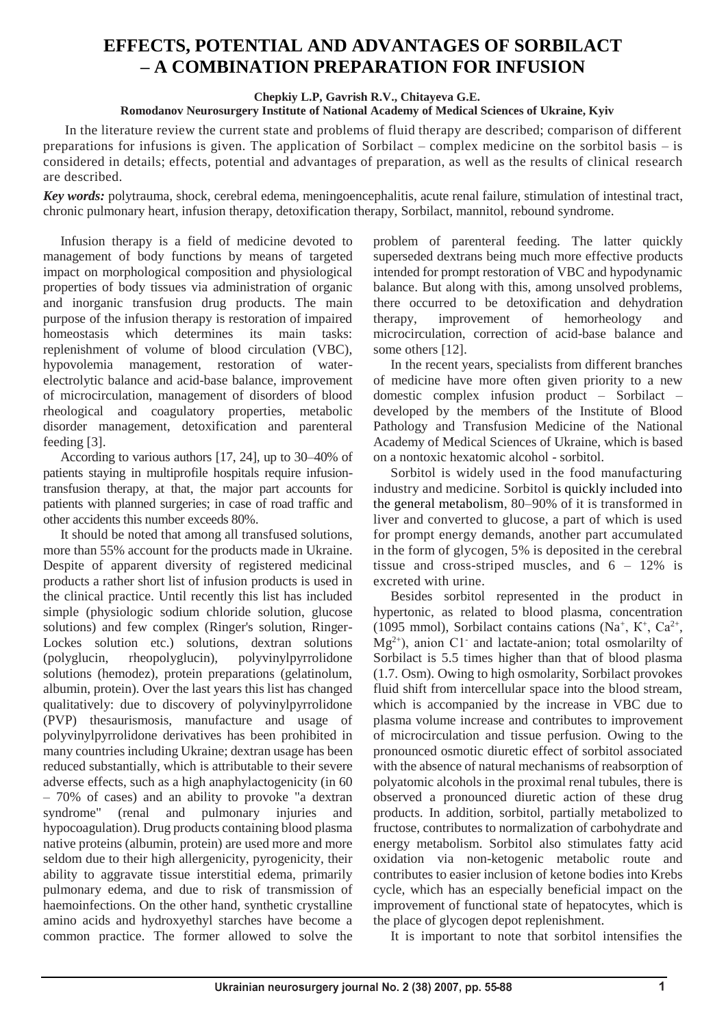# EFFECTS, POTENTIAL AND ADVANTAGES OF SORBILACT – A COMBINATION PREPARATION FOR INFUSION

**Chepkiy L.P, Gavrish R.V., Chitayeva G.E.**

**Romodanov Neurosurgery Institute of National Academy of Medical Sciences of Ukraine, Kyiv**

In the literature review the current state and problems of fluid therapy are described; comparison of different preparations for infusions is given. The application of Sorbilact – complex medicine on the sorbitol basis – is considered in details; effects, potential and advantages of preparation, as well as the results of clinical research are described.

***Key words:*** polytrauma, shock, cerebral edema, meningoencephalitis, acute renal failure, stimulation of intestinal tract, chronic pulmonary heart, infusion therapy, detoxification therapy, Sorbilact, mannitol, rebound syndrome.

Infusion therapy is a field of medicine devoted to management of body functions by means of targeted impact on morphological composition and physiological properties of body tissues via administration of organic and inorganic transfusion drug products. The main purpose of the infusion therapy is restoration of impaired homeostasis which determines its main tasks: replenishment of volume of blood circulation (VBC), hypovolemia management, restoration of water-electrolytic balance and acid-base balance, improvement of microcirculation, management of disorders of blood rheological and coagulatory properties, metabolic disorder management, detoxification and parenteral feeding [3].

According to various authors [17, 24], up to 30–40% of patients staying in multiprofile hospitals require infusion-transfusion therapy, at that, the major part accounts for patients with planned surgeries; in case of road traffic and other accidents this number exceeds 80%.

It should be noted that among all transfused solutions, more than 55% account for the products made in Ukraine. Despite of apparent diversity of registered medicinal products a rather short list of infusion products is used in the clinical practice. Until recently this list has included simple (physiologic sodium chloride solution, glucose solutions) and few complex (Ringer's solution, Ringer-Lockes solution etc.) solutions, dextran solutions (polyglucin, rheopolyglucin), polyvinylpyrrolidone solutions (hemodez), protein preparations (gelatinolum, albumin, protein). Over the last years this list has changed qualitatively: due to discovery of polyvinylpyrrolidone (PVP) thesaurismosis, manufacture and usage of polyvinylpyrrolidone derivatives has been prohibited in many countries including Ukraine; dextran usage has been reduced substantially, which is attributable to their severe adverse effects, such as a high anaphylactogenicity (in 60 – 70% of cases) and an ability to provoke "a dextran syndrome" (renal and pulmonary injuries and hypocoagulation). Drug products containing blood plasma native proteins (albumin, protein) are used more and more seldom due to their high allergenicity, pyrogenicity, their ability to aggravate tissue interstitial edema, primarily pulmonary edema, and due to risk of transmission of haemoinfections. On the other hand, synthetic crystalline amino acids and hydroxyethyl starches have become a common practice. The former allowed to solve the problem of parenteral feeding. The latter quickly superseded dextrans being much more effective products intended for prompt restoration of VBC and hypodynamic balance. But along with this, among unsolved problems, there occurred to be detoxification and dehydration therapy, improvement of hemorheology and microcirculation, correction of acid-base balance and some others [12].

In the recent years, specialists from different branches of medicine have more often given priority to a new domestic complex infusion product – Sorbilact – developed by the members of the Institute of Blood Pathology and Transfusion Medicine of the National Academy of Medical Sciences of Ukraine, which is based on a nontoxic hexatomic alcohol - sorbitol.

Sorbitol is widely used in the food manufacturing industry and medicine. Sorbitol is quickly included into the general metabolism, 80–90% of it is transformed in liver and converted to glucose, a part of which is used for prompt energy demands, another part accumulated in the form of glycogen, 5% is deposited in the cerebral tissue and cross-striped muscles, and 6 – 12% is excreted with urine.

Besides sorbitol represented in the product in hypertonic, as related to blood plasma, concentration (1095 mmol), Sorbilact contains cations ($Na^{+}$, $K^{+}$, $Ca^{2+}$, $Mg^{2+}$), anion $Cl^{-}$ and lactate-anion; total osmolarilty of Sorbilact is 5.5 times higher than that of blood plasma (1.7. Osm). Owing to high osmolarity, Sorbilact provokes fluid shift from intercellular space into the blood stream, which is accompanied by the increase in VBC due to plasma volume increase and contributes to improvement of microcirculation and tissue perfusion. Owing to the pronounced osmotic diuretic effect of sorbitol associated with the absence of natural mechanisms of reabsorption of polyatomic alcohols in the proximal renal tubules, there is observed a pronounced diuretic action of these drug products. In addition, sorbitol, partially metabolized to fructose, contributes to normalization of carbohydrate and energy metabolism. Sorbitol also stimulates fatty acid oxidation via non-ketogenic metabolic route and contributes to easier inclusion of ketone bodies into Krebs cycle, which has an especially beneficial impact on the improvement of functional state of hepatocytes, which is the place of glycogen depot replenishment.

It is important to note that sorbitol intensifies the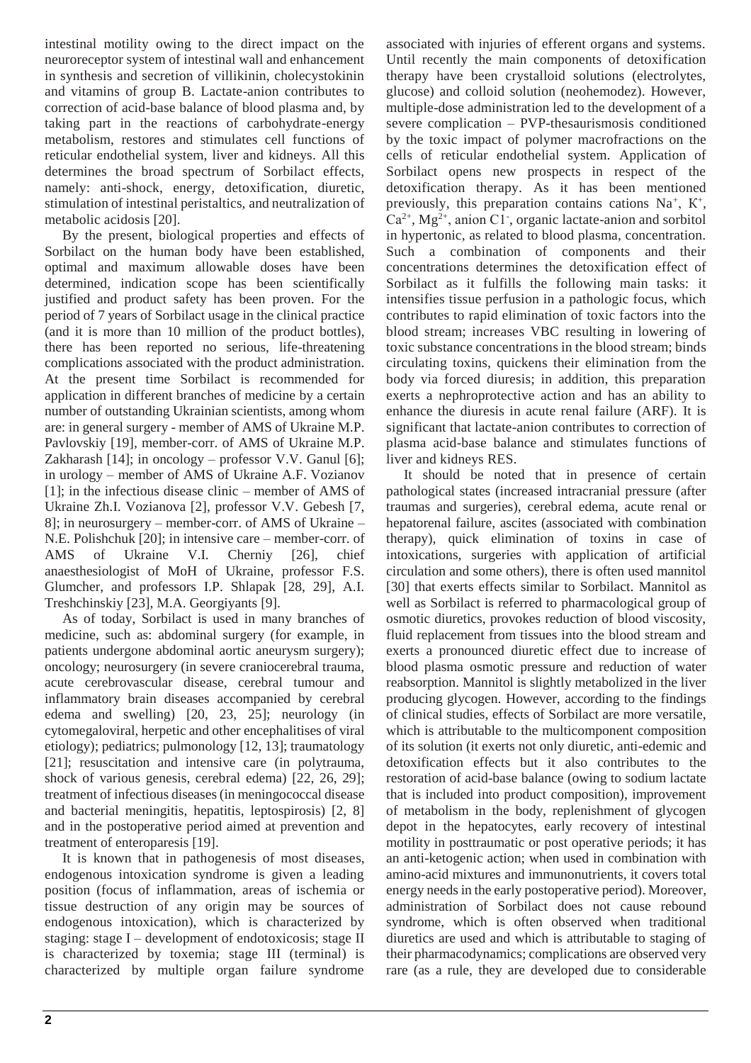intestinal motility owing to the direct impact on the neuroreceptor system of intestinal wall and enhancement in synthesis and secretion of villikinin, cholecystokinin and vitamins of group B. Lactate-anion contributes to correction of acid-base balance of blood plasma and, by taking part in the reactions of carbohydrate-energy metabolism, restores and stimulates cell functions of reticular endothelial system, liver and kidneys. All this determines the broad spectrum of Sorbilact effects, namely: anti-shock, energy, detoxification, diuretic, stimulation of intestinal peristaltics, and neutralization of metabolic acidosis [20].

By the present, biological properties and effects of Sorbilact on the human body have been established, optimal and maximum allowable doses have been determined, indication scope has been scientifically justified and product safety has been proven. For the period of 7 years of Sorbilact usage in the clinical practice (and it is more than 10 million of the product bottles), there has been reported no serious, life-threatening complications associated with the product administration. At the present time Sorbilact is recommended for application in different branches of medicine by a certain number of outstanding Ukrainian scientists, among whom are: in general surgery - member of AMS of Ukraine M.P. Pavlovskiy [19], member-corr. of AMS of Ukraine M.P. Zakharash [14]; in oncology – professor V.V. Ganul [6]; in urology – member of AMS of Ukraine A.F. Vozianov [1]; in the infectious disease clinic – member of AMS of Ukraine Zh.I. Vozianova [2], professor V.V. Gebesh [7, 8]; in neurosurgery – member-corr. of AMS of Ukraine – N.E. Polishchuk [20]; in intensive care – member-corr. of AMS of Ukraine V.I. Cherniy [26], chief anaesthesiologist of MoH of Ukraine, professor F.S. Glumcher, and professors I.P. Shlapak [28, 29], A.I. Treshchinskiy [23], M.A. Georgiyants [9].

As of today, Sorbilact is used in many branches of medicine, such as: abdominal surgery (for example, in patients undergone abdominal aortic aneurysm surgery); oncology; neurosurgery (in severe craniocerebral trauma, acute cerebrovascular disease, cerebral tumour and inflammatory brain diseases accompanied by cerebral edema and swelling) [20, 23, 25]; neurology (in cytomegaloviral, herpetic and other encephalitises of viral etiology); pediatrics; pulmonology [12, 13]; traumatology [21]; resuscitation and intensive care (in polytrauma, shock of various genesis, cerebral edema) [22, 26, 29]; treatment of infectious diseases (in meningococcal disease and bacterial meningitis, hepatitis, leptospirosis) [2, 8] and in the postoperative period aimed at prevention and treatment of enteroparesis [19].

It is known that in pathogenesis of most diseases, endogenous intoxication syndrome is given a leading position (focus of inflammation, areas of ischemia or tissue destruction of any origin may be sources of endogenous intoxication), which is characterized by staging: stage I – development of endotoxicosis; stage II is characterized by toxemia; stage III (terminal) is characterized by multiple organ failure syndrome associated with injuries of efferent organs and systems. Until recently the main components of detoxification therapy have been crystalloid solutions (electrolytes, glucose) and colloid solution (neohemodez). However, multiple-dose administration led to the development of a severe complication – PVP-thesaurismosis conditioned by the toxic impact of polymer macrofractions on the cells of reticular endothelial system. Application of Sorbilact opens new prospects in respect of the detoxification therapy. As it has been mentioned previously, this preparation contains cations $Na^+$, $K^+$, $Ca^{2+}$, $Mg^{2+}$, anion $Cl^-$, organic lactate-anion and sorbitol in hypertonic, as related to blood plasma, concentration. Such a combination of components and their concentrations determines the detoxification effect of Sorbilact as it fulfills the following main tasks: it intensifies tissue perfusion in a pathologic focus, which contributes to rapid elimination of toxic factors into the blood stream; increases VBC resulting in lowering of toxic substance concentrations in the blood stream; binds circulating toxins, quickens their elimination from the body via forced diuresis; in addition, this preparation exerts a nephroprotective action and has an ability to enhance the diuresis in acute renal failure (ARF). It is significant that lactate-anion contributes to correction of plasma acid-base balance and stimulates functions of liver and kidneys RES.

It should be noted that in presence of certain pathological states (increased intracranial pressure (after traumas and surgeries), cerebral edema, acute renal or hepatorenal failure, ascites (associated with combination therapy), quick elimination of toxins in case of intoxications, surgeries with application of artificial circulation and some others), there is often used mannitol [30] that exerts effects similar to Sorbilact. Mannitol as well as Sorbilact is referred to pharmacological group of osmotic diuretics, provokes reduction of blood viscosity, fluid replacement from tissues into the blood stream and exerts a pronounced diuretic effect due to increase of blood plasma osmotic pressure and reduction of water reabsorption. Mannitol is slightly metabolized in the liver producing glycogen. However, according to the findings of clinical studies, effects of Sorbilact are more versatile, which is attributable to the multicomponent composition of its solution (it exerts not only diuretic, anti-edemic and detoxification effects but it also contributes to the restoration of acid-base balance (owing to sodium lactate that is included into product composition), improvement of metabolism in the body, replenishment of glycogen depot in the hepatocytes, early recovery of intestinal motility in posttraumatic or post operative periods; it has an anti-ketogenic action; when used in combination with amino-acid mixtures and immunonutrients, it covers total energy needs in the early postoperative period). Moreover, administration of Sorbilact does not cause rebound syndrome, which is often observed when traditional diuretics are used and which is attributable to staging of their pharmacodynamics; complications are observed very rare (as a rule, they are developed due to considerable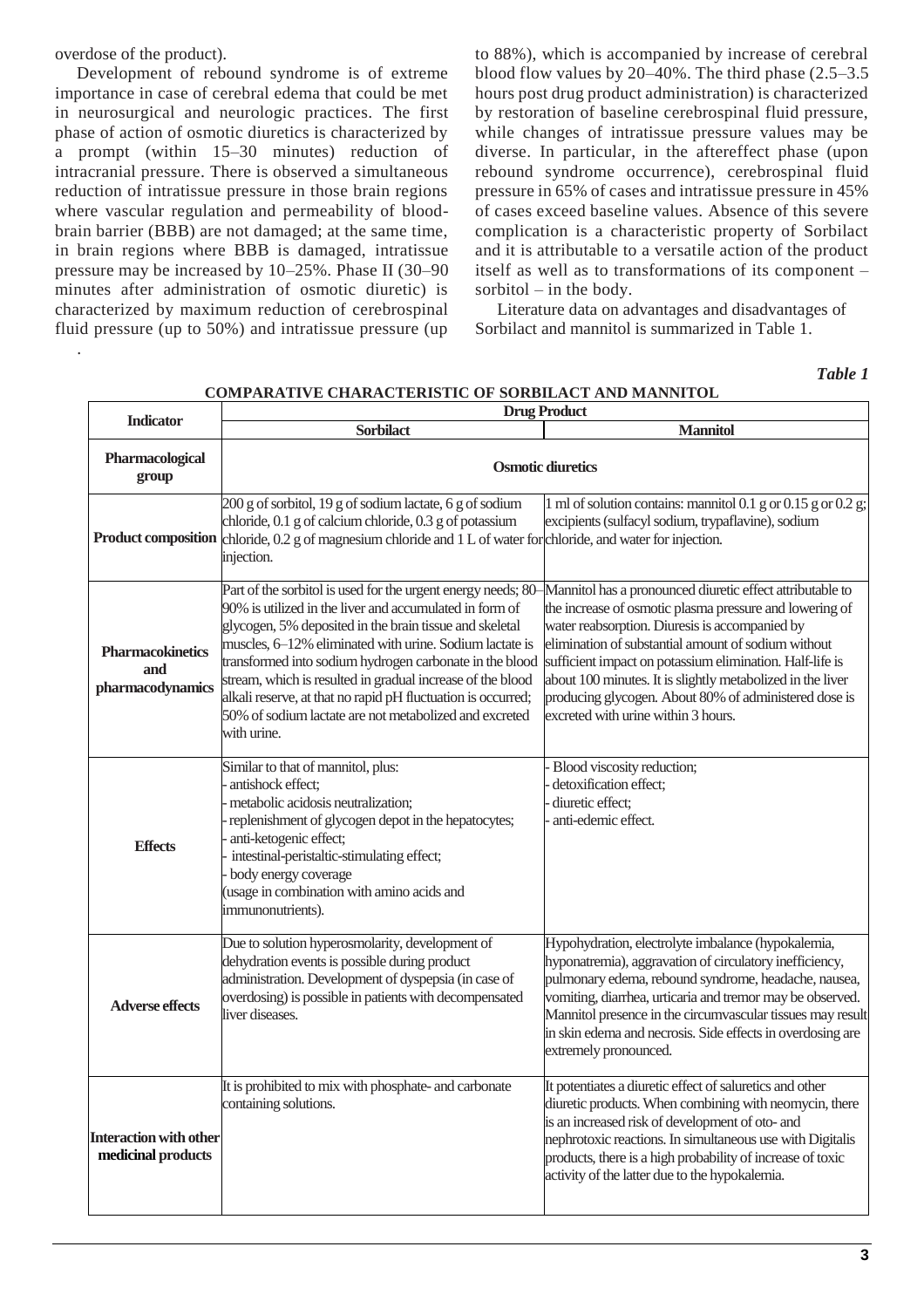overdose of the product).

Development of rebound syndrome is of extreme importance in case of cerebral edema that could be met in neurosurgical and neurologic practices. The first phase of action of osmotic diuretics is characterized by a prompt (within 15–30 minutes) reduction of intracranial pressure. There is observed a simultaneous reduction of intratissue pressure in those brain regions where vascular regulation and permeability of blood-brain barrier (BBB) are not damaged; at the same time, in brain regions where BBB is damaged, intratissue pressure may be increased by 10–25%. Phase II (30–90 minutes after administration of osmotic diuretic) is characterized by maximum reduction of cerebrospinal fluid pressure (up to 50%) and intratissue pressure (up to 88%), which is accompanied by increase of cerebral blood flow values by 20–40%. The third phase (2.5–3.5 hours post drug product administration) is characterized by restoration of baseline cerebrospinal fluid pressure, while changes of intratissue pressure values may be diverse. In particular, in the aftereffect phase (upon rebound syndrome occurrence), cerebrospinal fluid pressure in 65% of cases and intratissue pressure in 45% of cases exceed baseline values. Absence of this severe complication is a characteristic property of Sorbilact and it is attributable to a versatile action of the product itself as well as to transformations of its component – sorbitol – in the body.

Literature data on advantages and disadvantages of Sorbilact and mannitol is summarized in Table 1.

*Table 1*

**COMPARATIVE CHARACTERISTIC OF SORBILACT AND MANNITOL**

| Indicator | Drug Product | |
|---|---|---|
| | **Sorbilact** | **Mannitol** |
| **Pharmacological group** | **Osmotic diuretics** | |
| **Product composition** | 200 g of sorbitol, 19 g of sodium lactate, 6 g of sodium chloride, 0.1 g of calcium chloride, 0.3 g of potassium chloride, 0.2 g of magnesium chloride and 1 L of water for injection. | 1 ml of solution contains: mannitol 0.1 g or 0.15 g or 0.2 g; excipients (sulfacyl sodium, trypaflavine), sodium chloride, and water for injection. |
| **Pharmacokinetics and pharmacodynamics** | Part of the sorbitol is used for the urgent energy needs; 80–90% is utilized in the liver and accumulated in form of glycogen, 5% deposited in the brain tissue and skeletal muscles, 6–12% eliminated with urine. Sodium lactate is transformed into sodium hydrogen carbonate in the blood stream, which is resulted in gradual increase of the blood alkali reserve, at that no rapid pH fluctuation is occurred; 50% of sodium lactate are not metabolized and excreted with urine. | Mannitol has a pronounced diuretic effect attributable to the increase of osmotic plasma pressure and lowering of water reabsorption. Diuresis is accompanied by elimination of substantial amount of sodium without sufficient impact on potassium elimination. Half-life is about 100 minutes. It is slightly metabolized in the liver producing glycogen. About 80% of administered dose is excreted with urine within 3 hours. |
| **Effects** | Similar to that of mannitol, plus:<br>- antishock effect;<br>- metabolic acidosis neutralization;<br>- replenishment of glycogen depot in the hepatocytes;<br>- anti-ketogenic effect;<br>- intestinal-peristaltic-stimulating effect;<br>- body energy coverage (usage in combination with amino acids and immunonutrients). | - Blood viscosity reduction;<br>- detoxification effect;<br>- diuretic effect;<br>- anti-edemic effect. |
| **Adverse effects** | Due to solution hyperosmolarity, development of dehydration events is possible during product administration. Development of dyspepsia (in case of overdosing) is possible in patients with decompensated liver diseases. | Hypohydration, electrolyte imbalance (hypokalemia, hyponatremia), aggravation of circulatory inefficiency, pulmonary edema, rebound syndrome, headache, nausea, vomiting, diarrhea, urticaria and tremor may be observed. Mannitol presence in the circumvascular tissues may result in skin edema and necrosis. Side effects in overdosing are extremely pronounced. |
| **Interaction with other medicinal products** | It is prohibited to mix with phosphate- and carbonate containing solutions. | It potentiates a diuretic effect of saluretics and other diuretic products. When combining with neomycin, there is an increased risk of development of oto- and nephrotoxic reactions. In simultaneous use with Digitalis products, there is a high probability of increase of toxic activity of the latter due to the hypokalemia. |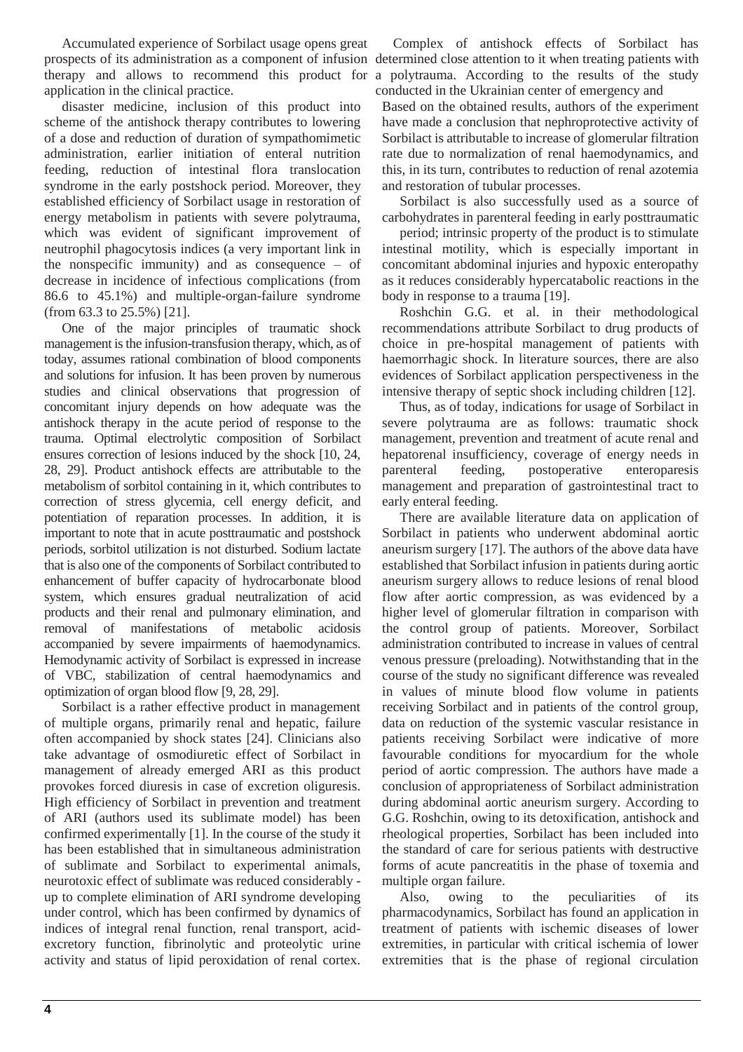Accumulated experience of Sorbilact usage opens great prospects of its administration as a component of infusion therapy and allows to recommend this product for application in the clinical practice.

Complex of antishock effects of Sorbilact has determined close attention to it when treating patients with a polytrauma. According to the results of the study conducted in the Ukrainian center of emergency and disaster medicine, inclusion of this product into scheme of the antishock therapy contributes to lowering of a dose and reduction of duration of sympathomimetic administration, earlier initiation of enteral nutrition feeding, reduction of intestinal flora translocation syndrome in the early postshock period. Moreover, they established efficiency of Sorbilact usage in restoration of energy metabolism in patients with severe polytrauma, which was evident of significant improvement of neutrophil phagocytosis indices (a very important link in the nonspecific immunity) and as consequence – of decrease in incidence of infectious complications (from 86.6 to 45.1%) and multiple-organ-failure syndrome (from 63.3 to 25.5%) [21].

One of the major principles of traumatic shock management is the infusion-transfusion therapy, which, as of today, assumes rational combination of blood components and solutions for infusion. It has been proven by numerous studies and clinical observations that progression of concomitant injury depends on how adequate was the antishock therapy in the acute period of response to the trauma. Optimal electrolytic composition of Sorbilact ensures correction of lesions induced by the shock [10, 24, 28, 29]. Product antishock effects are attributable to the metabolism of sorbitol containing in it, which contributes to correction of stress glycemia, cell energy deficit, and potentiation of reparation processes. In addition, it is important to note that in acute posttraumatic and postshock periods, sorbitol utilization is not disturbed. Sodium lactate that is also one of the components of Sorbilact contributed to enhancement of buffer capacity of hydrocarbonate blood system, which ensures gradual neutralization of acid products and their renal and pulmonary elimination, and removal of manifestations of metabolic acidosis accompanied by severe impairments of haemodynamics. Hemodynamic activity of Sorbilact is expressed in increase of VBC, stabilization of central haemodynamics and optimization of organ blood flow [9, 28, 29].

Sorbilact is a rather effective product in management of multiple organs, primarily renal and hepatic, failure often accompanied by shock states [24]. Clinicians also take advantage of osmodiuretic effect of Sorbilact in management of already emerged ARI as this product provokes forced diuresis in case of excretion oliguresis. High efficiency of Sorbilact in prevention and treatment of ARI (authors used its sublimate model) has been confirmed experimentally [1]. In the course of the study it has been established that in simultaneous administration of sublimate and Sorbilact to experimental animals, neurotoxic effect of sublimate was reduced considerably - up to complete elimination of ARI syndrome developing under control, which has been confirmed by dynamics of indices of integral renal function, renal transport, acid-excretory function, fibrinolytic and proteolytic urine activity and status of lipid peroxidation of renal cortex.

Based on the obtained results, authors of the experiment have made a conclusion that nephroprotective activity of Sorbilact is attributable to increase of glomerular filtration rate due to normalization of renal haemodynamics, and this, in its turn, contributes to reduction of renal azotemia and restoration of tubular processes.

Sorbilact is also successfully used as a source of carbohydrates in parenteral feeding in early posttraumatic period; intrinsic property of the product is to stimulate intestinal motility, which is especially important in concomitant abdominal injuries and hypoxic enteropathy as it reduces considerably hypercatabolic reactions in the body in response to a trauma [19].

Roshchin G.G. et al. in their methodological recommendations attribute Sorbilact to drug products of choice in pre-hospital management of patients with haemorrhagic shock. In literature sources, there are also evidences of Sorbilact application perspectiveness in the intensive therapy of septic shock including children [12].

Thus, as of today, indications for usage of Sorbilact in severe polytrauma are as follows: traumatic shock management, prevention and treatment of acute renal and hepatorenal insufficiency, coverage of energy needs in parenteral feeding, postoperative enteroparesis management and preparation of gastrointestinal tract to early enteral feeding.

There are available literature data on application of Sorbilact in patients who underwent abdominal aortic aneurism surgery [17]. The authors of the above data have established that Sorbilact infusion in patients during aortic aneurism surgery allows to reduce lesions of renal blood flow after aortic compression, as was evidenced by a higher level of glomerular filtration in comparison with the control group of patients. Moreover, Sorbilact administration contributed to increase in values of central venous pressure (preloading). Notwithstanding that in the course of the study no significant difference was revealed in values of minute blood flow volume in patients receiving Sorbilact and in patients of the control group, data on reduction of the systemic vascular resistance in patients receiving Sorbilact were indicative of more favourable conditions for myocardium for the whole period of aortic compression. The authors have made a conclusion of appropriateness of Sorbilact administration during abdominal aortic aneurism surgery. According to G.G. Roshchin, owing to its detoxification, antishock and rheological properties, Sorbilact has been included into the standard of care for serious patients with destructive forms of acute pancreatitis in the phase of toxemia and multiple organ failure.

Also, owing to the peculiarities of its pharmacodynamics, Sorbilact has found an application in treatment of patients with ischemic diseases of lower extremities, in particular with critical ischemia of lower extremities that is the phase of regional circulation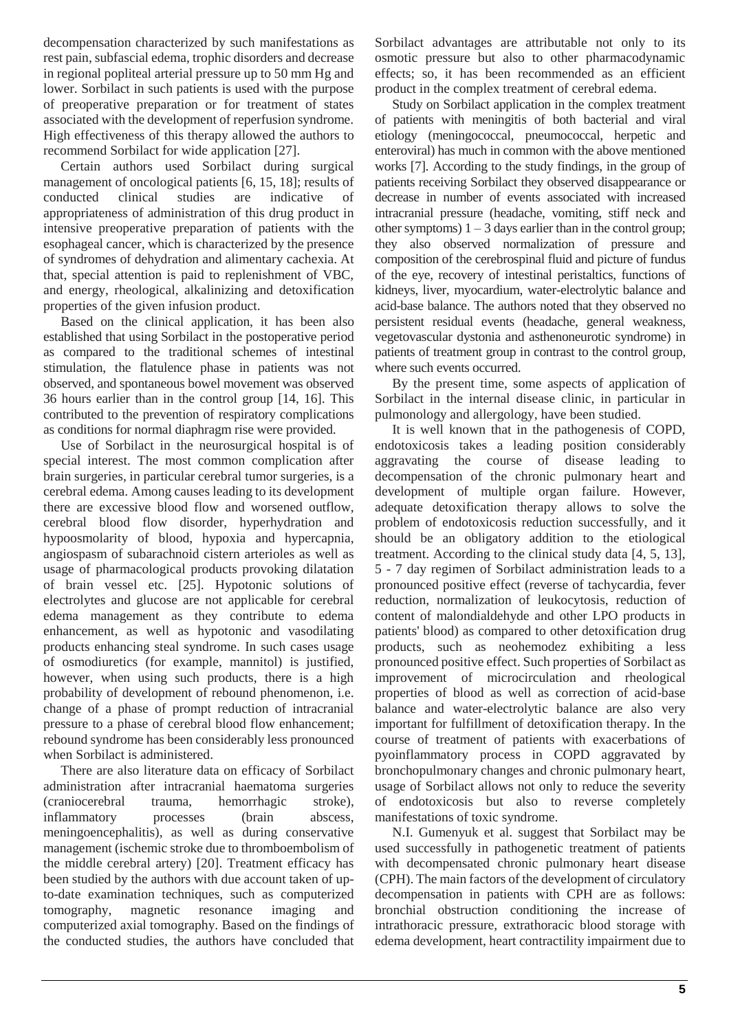decompensation characterized by such manifestations as rest pain, subfascial edema, trophic disorders and decrease in regional popliteal arterial pressure up to 50 mm Hg and lower. Sorbilact in such patients is used with the purpose of preoperative preparation or for treatment of states associated with the development of reperfusion syndrome. High effectiveness of this therapy allowed the authors to recommend Sorbilact for wide application [27].

Certain authors used Sorbilact during surgical management of oncological patients [6, 15, 18]; results of conducted clinical studies are indicative of appropriateness of administration of this drug product in intensive preoperative preparation of patients with the esophageal cancer, which is characterized by the presence of syndromes of dehydration and alimentary cachexia. At that, special attention is paid to replenishment of VBC, and energy, rheological, alkalinizing and detoxification properties of the given infusion product.

Based on the clinical application, it has been also established that using Sorbilact in the postoperative period as compared to the traditional schemes of intestinal stimulation, the flatulence phase in patients was not observed, and spontaneous bowel movement was observed 36 hours earlier than in the control group [14, 16]. This contributed to the prevention of respiratory complications as conditions for normal diaphragm rise were provided.

Use of Sorbilact in the neurosurgical hospital is of special interest. The most common complication after brain surgeries, in particular cerebral tumor surgeries, is a cerebral edema. Among causes leading to its development there are excessive blood flow and worsened outflow, cerebral blood flow disorder, hyperhydration and hypoosmolarity of blood, hypoxia and hypercapnia, angiospasm of subarachnoid cistern arterioles as well as usage of pharmacological products provoking dilatation of brain vessel etc. [25]. Hypotonic solutions of electrolytes and glucose are not applicable for cerebral edema management as they contribute to edema enhancement, as well as hypotonic and vasodilating products enhancing steal syndrome. In such cases usage of osmodiuretics (for example, mannitol) is justified, however, when using such products, there is a high probability of development of rebound phenomenon, i.e. change of a phase of prompt reduction of intracranial pressure to a phase of cerebral blood flow enhancement; rebound syndrome has been considerably less pronounced when Sorbilact is administered.

There are also literature data on efficacy of Sorbilact administration after intracranial haematoma surgeries (craniocerebral trauma, hemorrhagic stroke), inflammatory processes (brain abscess, meningoencephalitis), as well as during conservative management (ischemic stroke due to thromboembolism of the middle cerebral artery) [20]. Treatment efficacy has been studied by the authors with due account taken of up-to-date examination techniques, such as computerized tomography, magnetic resonance imaging and computerized axial tomography. Based on the findings of the conducted studies, the authors have concluded that Sorbilact advantages are attributable not only to its osmotic pressure but also to other pharmacodynamic effects; so, it has been recommended as an efficient product in the complex treatment of cerebral edema.

Study on Sorbilact application in the complex treatment of patients with meningitis of both bacterial and viral etiology (meningococcal, pneumococcal, herpetic and enteroviral) has much in common with the above mentioned works [7]. According to the study findings, in the group of patients receiving Sorbilact they observed disappearance or decrease in number of events associated with increased intracranial pressure (headache, vomiting, stiff neck and other symptoms) 1 – 3 days earlier than in the control group; they also observed normalization of pressure and composition of the cerebrospinal fluid and picture of fundus of the eye, recovery of intestinal peristaltics, functions of kidneys, liver, myocardium, water-electrolytic balance and acid-base balance. The authors noted that they observed no persistent residual events (headache, general weakness, vegetovascular dystonia and asthenoneurotic syndrome) in patients of treatment group in contrast to the control group, where such events occurred.

By the present time, some aspects of application of Sorbilact in the internal disease clinic, in particular in pulmonology and allergology, have been studied.

It is well known that in the pathogenesis of COPD, endotoxicosis takes a leading position considerably aggravating the course of disease leading to decompensation of the chronic pulmonary heart and development of multiple organ failure. However, adequate detoxification therapy allows to solve the problem of endotoxicosis reduction successfully, and it should be an obligatory addition to the etiological treatment. According to the clinical study data [4, 5, 13], 5 - 7 day regimen of Sorbilact administration leads to a pronounced positive effect (reverse of tachycardia, fever reduction, normalization of leukocytosis, reduction of content of malondialdehyde and other LPO products in patients' blood) as compared to other detoxification drug products, such as neohemodez exhibiting a less pronounced positive effect. Such properties of Sorbilact as improvement of microcirculation and rheological properties of blood as well as correction of acid-base balance and water-electrolytic balance are also very important for fulfillment of detoxification therapy. In the course of treatment of patients with exacerbations of pyoinflammatory process in COPD aggravated by bronchopulmonary changes and chronic pulmonary heart, usage of Sorbilact allows not only to reduce the severity of endotoxicosis but also to reverse completely manifestations of toxic syndrome.

N.I. Gumenyuk et al. suggest that Sorbilact may be used successfully in pathogenetic treatment of patients with decompensated chronic pulmonary heart disease (CPH). The main factors of the development of circulatory decompensation in patients with CPH are as follows: bronchial obstruction conditioning the increase of intrathoracic pressure, extrathoracic blood storage with edema development, heart contractility impairment due to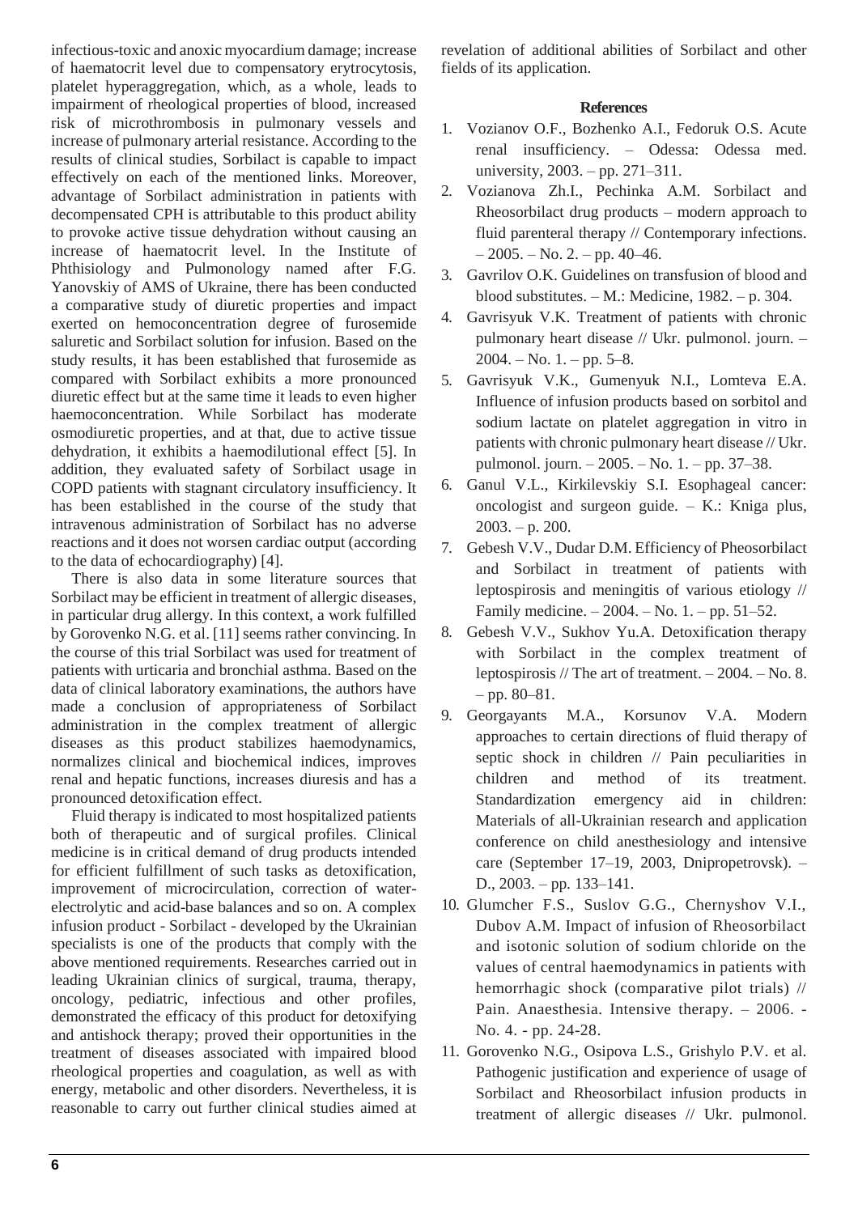infectious-toxic and anoxic myocardium damage; increase of haematocrit level due to compensatory erytrocytosis, platelet hyperaggregation, which, as a whole, leads to impairment of rheological properties of blood, increased risk of microthrombosis in pulmonary vessels and increase of pulmonary arterial resistance. According to the results of clinical studies, Sorbilact is capable to impact effectively on each of the mentioned links. Moreover, advantage of Sorbilact administration in patients with decompensated CPH is attributable to this product ability to provoke active tissue dehydration without causing an increase of haematocrit level. In the Institute of Phthisiology and Pulmonology named after F.G. Yanovskiy of AMS of Ukraine, there has been conducted a comparative study of diuretic properties and impact exerted on hemoconcentration degree of furosemide saluretic and Sorbilact solution for infusion. Based on the study results, it has been established that furosemide as compared with Sorbilact exhibits a more pronounced diuretic effect but at the same time it leads to even higher haemoconcentration. While Sorbilact has moderate osmodiuretic properties, and at that, due to active tissue dehydration, it exhibits a haemodilutional effect [5]. In addition, they evaluated safety of Sorbilact usage in COPD patients with stagnant circulatory insufficiency. It has been established in the course of the study that intravenous administration of Sorbilact has no adverse reactions and it does not worsen cardiac output (according to the data of echocardiography) [4].

There is also data in some literature sources that Sorbilact may be efficient in treatment of allergic diseases, in particular drug allergy. In this context, a work fulfilled by Gorovenko N.G. et al. [11] seems rather convincing. In the course of this trial Sorbilact was used for treatment of patients with urticaria and bronchial asthma. Based on the data of clinical laboratory examinations, the authors have made a conclusion of appropriateness of Sorbilact administration in the complex treatment of allergic diseases as this product stabilizes haemodynamics, normalizes clinical and biochemical indices, improves renal and hepatic functions, increases diuresis and has a pronounced detoxification effect.

Fluid therapy is indicated to most hospitalized patients both of therapeutic and of surgical profiles. Clinical medicine is in critical demand of drug products intended for efficient fulfillment of such tasks as detoxification, improvement of microcirculation, correction of water-electrolytic and acid-base balances and so on. A complex infusion product - Sorbilact - developed by the Ukrainian specialists is one of the products that comply with the above mentioned requirements. Researches carried out in leading Ukrainian clinics of surgical, trauma, therapy, oncology, pediatric, infectious and other profiles, demonstrated the efficacy of this product for detoxifying and antishock therapy; proved their opportunities in the treatment of diseases associated with impaired blood rheological properties and coagulation, as well as with energy, metabolic and other disorders. Nevertheless, it is reasonable to carry out further clinical studies aimed at revelation of additional abilities of Sorbilact and other fields of its application.

## References

1. Vozianov O.F., Bozhenko A.I., Fedoruk O.S. Acute renal insufficiency. – Odessa: Odessa med. university, 2003. – pp. 271–311.
2. Vozianova Zh.I., Pechinka A.M. Sorbilact and Rheosorbilact drug products – modern approach to fluid parenteral therapy // Contemporary infections. – 2005. – No. 2. – pp. 40–46.
3. Gavrilov O.K. Guidelines on transfusion of blood and blood substitutes. – M.: Medicine, 1982. – p. 304.
4. Gavrisyuk V.K. Treatment of patients with chronic pulmonary heart disease // Ukr. pulmonol. journ. – 2004. – No. 1. – pp. 5–8.
5. Gavrisyuk V.K., Gumenyuk N.I., Lomteva E.A. Influence of infusion products based on sorbitol and sodium lactate on platelet aggregation in vitro in patients with chronic pulmonary heart disease // Ukr. pulmonol. journ. – 2005. – No. 1. – pp. 37–38.
6. Ganul V.L., Kirkilevskiy S.I. Esophageal cancer: oncologist and surgeon guide. – K.: Kniga plus, 2003. – p. 200.
7. Gebesh V.V., Dudar D.M. Efficiency of Pheosorbilact and Sorbilact in treatment of patients with leptospirosis and meningitis of various etiology // Family medicine. – 2004. – No. 1. – pp. 51–52.
8. Gebesh V.V., Sukhov Yu.A. Detoxification therapy with Sorbilact in the complex treatment of leptospirosis // The art of treatment. – 2004. – No. 8. – pp. 80–81.
9. Georgayants M.A., Korsunov V.A. Modern approaches to certain directions of fluid therapy of septic shock in children // Pain peculiarities in children and method of its treatment. Standardization emergency aid in children: Materials of all-Ukrainian research and application conference on child anesthesiology and intensive care (September 17–19, 2003, Dnipropetrovsk). – D., 2003. – pp. 133–141.
10. Glumcher F.S., Suslov G.G., Chernyshov V.I., Dubov A.M. Impact of infusion of Rheosorbilact and isotonic solution of sodium chloride on the values of central haemodynamics in patients with hemorrhagic shock (comparative pilot trials) // Pain. Anaesthesia. Intensive therapy. – 2006. - No. 4. - pp. 24-28.
11. Gorovenko N.G., Osipova L.S., Grishylo P.V. et al. Pathogenic justification and experience of usage of Sorbilact and Rheosorbilact infusion products in treatment of allergic diseases // Ukr. pulmonol.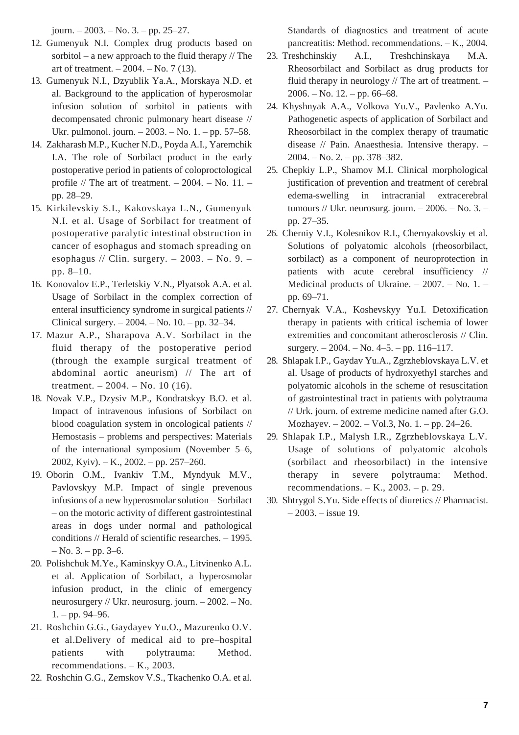journ. – 2003. – No. 3. – pp. 25–27.

12. Gumenyuk N.I. Complex drug products based on sorbitol – a new approach to the fluid therapy // The art of treatment. – 2004. – No. 7 (13).
13. Gumenyuk N.I., Dzyublik Ya.A., Morskaya N.D. et al. Background to the application of hyperosmolar infusion solution of sorbitol in patients with decompensated chronic pulmonary heart disease // Ukr. pulmonol. journ. – 2003. – No. 1. – pp. 57–58.
14. Zakharash M.P., Kucher N.D., Poyda A.I., Yaremchik I.A. The role of Sorbilact product in the early postoperative period in patients of coloproctological profile // The art of treatment. – 2004. – No. 11. – pp. 28–29.
15. Kirkilevskiy S.I., Kakovskaya L.N., Gumenyuk N.I. et al. Usage of Sorbilact for treatment of postoperative paralytic intestinal obstruction in cancer of esophagus and stomach spreading on esophagus // Clin. surgery. – 2003. – No. 9. – pp. 8–10.
16. Konovalov E.P., Terletskiy V.N., Plyatsok A.A. et al. Usage of Sorbilact in the complex correction of enteral insufficiency syndrome in surgical patients // Clinical surgery. – 2004. – No. 10. – pp. 32–34.
17. Mazur A.P., Sharapova A.V. Sorbilact in the fluid therapy of the postoperative period (through the example surgical treatment of abdominal aortic aneurism) // The art of treatment. – 2004. – No. 10 (16).
18. Novak V.P., Dzysiv M.P., Kondratskyy B.O. et al. Impact of intravenous infusions of Sorbilact on blood coagulation system in oncological patients // Hemostasis – problems and perspectives: Materials of the international symposium (November 5–6, 2002, Kyiv). – K., 2002. – pp. 257–260.
19. Oborin O.M., Ivankiv T.M., Myndyuk M.V., Pavlovskyy M.P. Impact of single prevenous infusions of a new hyperosmolar solution – Sorbilact – on the motoric activity of different gastrointestinal areas in dogs under normal and pathological conditions // Herald of scientific researches. – 1995. – No. 3. – pp. 3–6.
20. Polishchuk M.Ye., Kaminskyy O.A., Litvinenko A.L. et al. Application of Sorbilact, a hyperosmolar infusion product, in the clinic of emergency neurosurgery // Ukr. neurosurg. journ. – 2002. – No. 1. – pp. 94–96.
21. Roshchin G.G., Gaydayev Yu.O., Mazurenko O.V. et al.Delivery of medical aid to pre–hospital patients with polytrauma: Method. recommendations. – K., 2003.
22. Roshchin G.G., Zemskov V.S., Tkachenko O.A. et al. Standards of diagnostics and treatment of acute pancreatitis: Method. recommendations. – K., 2004.
23. Treshchinskiy A.I., Treshchinskaya M.A. Rheosorbilact and Sorbilact as drug products for fluid therapy in neurology // The art of treatment. – 2006. – No. 12. – pp. 66–68.
24. Khyshnyak A.A., Volkova Yu.V., Pavlenko A.Yu. Pathogenetic aspects of application of Sorbilact and Rheosorbilact in the complex therapy of traumatic disease // Pain. Anaesthesia. Intensive therapy. – 2004. – No. 2. – pp. 378–382.
25. Chepkiy L.P., Shamov M.I. Clinical morphological justification of prevention and treatment of cerebral edema-swelling in intracranial extracerebral tumours // Ukr. neurosurg. journ. – 2006. – No. 3. – pp. 27–35.
26. Cherniy V.I., Kolesnikov R.I., Chernyakovskiy et al. Solutions of polyatomic alcohols (rheosorbilact, sorbilact) as a component of neuroprotection in patients with acute cerebral insufficiency // Medicinal products of Ukraine. – 2007. – No. 1. – pp. 69–71.
27. Chernyak V.A., Koshevskyy Yu.I. Detoxification therapy in patients with critical ischemia of lower extremities and concomitant atherosclerosis // Clin. surgery. – 2004. – No. 4–5. – pp. 116–117.
28. Shlapak I.P., Gaydav Yu.A., Zgrzheblovskaya L.V. et al. Usage of products of hydroxyethyl starches and polyatomic alcohols in the scheme of resuscitation of gastrointestinal tract in patients with polytrauma // Urk. journ. of extreme medicine named after G.O. Mozhayev. – 2002. – Vol.3, No. 1. – pp. 24–26.
29. Shlapak I.P., Malysh I.R., Zgrzheblovskaya L.V. Usage of solutions of polyatomic alcohols (sorbilact and rheosorbilact) in the intensive therapy in severe polytrauma: Method. recommendations. – K., 2003. – p. 29.
30. Shtrygol S.Yu. Side effects of diuretics // Pharmacist. – 2003. – issue 19.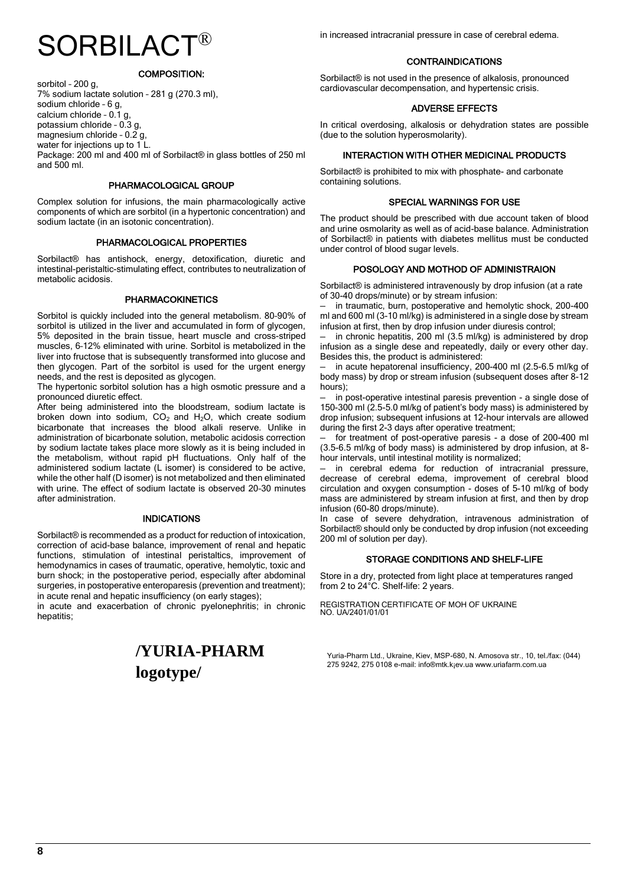# SORBILACT®

## COMPOSITION:

sorbitol – 200 g,
7% sodium lactate solution – 281 g (270.3 ml),
sodium chloride – 6 g,
calcium chloride – 0.1 g,
potassium chloride – 0.3 g,
magnesium chloride – 0.2 g,
water for injections up to 1 L.
Package: 200 ml and 400 ml of Sorbilact® in glass bottles of 250 ml and 500 ml.

## PHARMACOLOGICAL GROUP

Complex solution for infusions, the main pharmacologically active components of which are sorbitol (in a hypertonic concentration) and sodium lactate (in an isotonic concentration).

## PHARMACOLOGICAL PROPERTIES

Sorbilact® has antishock, energy, detoxification, diuretic and intestinal-peristaltic-stimulating effect, contributes to neutralization of metabolic acidosis.

## PHARMACOKINETICS

Sorbitol is quickly included into the general metabolism. 80-90% of sorbitol is utilized in the liver and accumulated in form of glycogen, 5% deposited in the brain tissue, heart muscle and cross-striped muscles, 6-12% eliminated with urine. Sorbitol is metabolized in the liver into fructose that is subsequently transformed into glucose and then glycogen. Part of the sorbitol is used for the urgent energy needs, and the rest is deposited as glycogen.
The hypertonic sorbitol solution has a high osmotic pressure and a pronounced diuretic effect.
After being administered into the bloodstream, sodium lactate is broken down into sodium, $CO_2$ and $H_2O$, which create sodium bicarbonate that increases the blood alkali reserve. Unlike in administration of bicarbonate solution, metabolic acidosis correction by sodium lactate takes place more slowly as it is being included in the metabolism, without rapid pH fluctuations. Only half of the administered sodium lactate (L isomer) is considered to be active, while the other half (D isomer) is not metabolized and then eliminated with urine. The effect of sodium lactate is observed 20-30 minutes after administration.

## INDICATIONS

Sorbilact® is recommended as a product for reduction of intoxication, correction of acid-base balance, improvement of renal and hepatic functions, stimulation of intestinal peristaltics, improvement of hemodynamics in cases of traumatic, operative, hemolytic, toxic and burn shock; in the postoperative period, especially after abdominal surgeries, in postoperative enteroparesis (prevention and treatment); in acute renal and hepatic insufficiency (on early stages);
in acute and exacerbation of chronic pyelonephritis; in chronic hepatitis;
in increased intracranial pressure in case of cerebral edema.

## CONTRAINDICATIONS

Sorbilact® is not used in the presence of alkalosis, pronounced cardiovascular decompensation, and hypertensic crisis.

## ADVERSE EFFECTS

In critical overdosing, alkalosis or dehydration states are possible (due to the solution hyperosmolarity).

## INTERACTION WITH OTHER MEDICINAL PRODUCTS

Sorbilact® is prohibited to mix with phosphate- and carbonate containing solutions.

## SPECIAL WARNINGS FOR USE

The product should be prescribed with due account taken of blood and urine osmolarity as well as of acid-base balance. Administration of Sorbilact® in patients with diabetes mellitus must be conducted under control of blood sugar levels.

## POSOLOGY AND MOTHOD OF ADMINISTRAION

Sorbilact® is administered intravenously by drop infusion (at a rate of 30-40 drops/minute) or by stream infusion:

– in traumatic, burn, postoperative and hemolytic shock, 200-400 ml and 600 ml (3-10 ml/kg) is administered in a single dose by stream infusion at first, then by drop infusion under diuresis control;

– in chronic hepatitis, 200 ml (3.5 ml/kg) is administered by drop infusion as a single dese and repeatedly, daily or every other day.

Besides this, the product is administered:

– in acute hepatorenal insufficiency, 200-400 ml (2.5-6.5 ml/kg of body mass) by drop or stream infusion (subsequent doses after 8-12 hours);

– in post-operative intestinal paresis prevention - a single dose of 150-300 ml (2.5-5.0 ml/kg of patient's body mass) is administered by drop infusion; subsequent infusions at 12-hour intervals are allowed during the first 2-3 days after operative treatment;

– for treatment of post-operative paresis - a dose of 200-400 ml (3.5-6.5 ml/kg of body mass) is administered by drop infusion, at 8-hour intervals, until intestinal motility is normalized;

– in cerebral edema for reduction of intracranial pressure, decrease of cerebral edema, improvement of cerebral blood circulation and oxygen consumption - doses of 5-10 ml/kg of body mass are administered by stream infusion at first, and then by drop infusion (60-80 drops/minute).

In case of severe dehydration, intravenous administration of Sorbilact® should only be conducted by drop infusion (not exceeding 200 ml of solution per day).

## STORAGE CONDITIONS AND SHELF-LIFE

Store in a dry, protected from light place at temperatures ranged from 2 to 24°C. Shelf-life: 2 years.

REGISTRATION CERTIFICATE OF MOH OF UKRAINE
NO. UA/2401/01/01

**/YURIA-PHARM logotype/**

Yuria-Pharm Ltd., Ukraine, Kiev, MSP-680, N. Amosova str., 10, tel./fax: (044) 275 9242, 275 0108 e-mail: info@mtk.kiev.ua www.uriafarm.com.ua